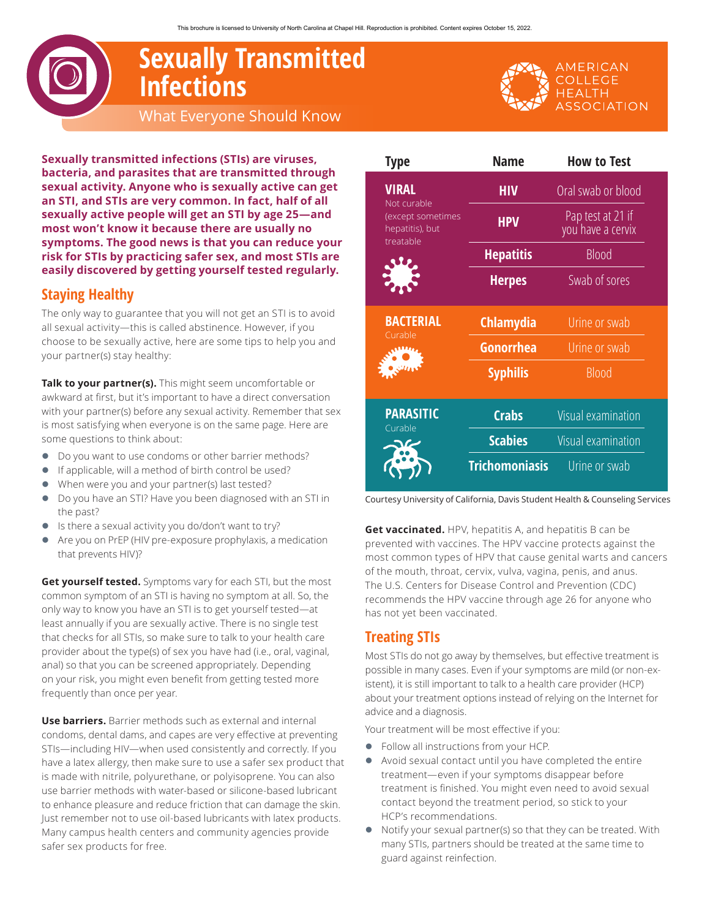This brochure is licensed to University of North Carolina at Chapel Hill. Reproduction is prohibited. Content expires October 15, 2022.

# Sexually Transmitted Infections

## What Everyone Should Know

AMERICAN COLLEGE HEALTH ASSOCIATION

**Sexually transmitted infections (STIs) are viruses, bacteria, and parasites that are transmitted through sexual activity. Anyone who is sexually active can get an STI, and STIs are very common. In fact, half of all sexually active people will get an STI by age 25—and most won't know it because there are usually no symptoms. The good news is that you can reduce your risk for STIs by practicing safer sex, and most STIs are easily discovered by getting yourself tested regularly.**

## Staying Healthy

The only way to guarantee that you will not get an STI is to avoid all sexual activity—this is called abstinence. However, if you choose to be sexually active, here are some tips to help you and your partner(s) stay healthy:

**Talk to your partner(s).** This might seem uncomfortable or awkward at first, but it's important to have a direct conversation with your partner(s) before any sexual activity. Remember that sex is most satisfying when everyone is on the same page. Here are some questions to think about:

- Do you want to use condoms or other barrier methods?
- If applicable, will a method of birth control be used?
- When were you and your partner(s) last tested?
- Do you have an STI? Have you been diagnosed with an STI in the past?
- Is there a sexual activity you do/don't want to try?
- Are you on PrEP (HIV pre-exposure prophylaxis, a medication that prevents HIV)?

**Get yourself tested.** Symptoms vary for each STI, but the most common symptom of an STI is having no symptom at all. So, the only way to know you have an STI is to get yourself tested—at least annually if you are sexually active. There is no single test that checks for all STIs, so make sure to talk to your health care provider about the type(s) of sex you have had (i.e., oral, vaginal, anal) so that you can be screened appropriately. Depending on your risk, you might even benefit from getting tested more frequently than once per year.

**Use barriers.** Barrier methods such as external and internal condoms, dental dams, and capes are very effective at preventing STIs—including HIV—when used consistently and correctly. If you have a latex allergy, then make sure to use a safer sex product that is made with nitrile, polyurethane, or polyisoprene. You can also use barrier methods with water-based or silicone-based lubricant to enhance pleasure and reduce friction that can damage the skin. Just remember not to use oil-based lubricants with latex products. Many campus health centers and community agencies provide safer sex products for free.

| Type | Name | How to Test |
|---|---|---|
| **VIRAL** Not curable (except sometimes hepatitis), but treatable | **HIV** | Oral swab or blood |
| | **HPV** | Pap test at 21 if you have a cervix |
| | **Hepatitis** | Blood |
| | **Herpes** | Swab of sores |
| **BACTERIAL** Curable | **Chlamydia** | Urine or swab |
| | **Gonorrhea** | Urine or swab |
| | **Syphilis** | Blood |
| **PARASITIC** Curable | **Crabs** | Visual examination |
| | **Scabies** | Visual examination |
| | **Trichomoniasis** | Urine or swab |

Courtesy University of California, Davis Student Health & Counseling Services

**Get vaccinated.** HPV, hepatitis A, and hepatitis B can be prevented with vaccines. The HPV vaccine protects against the most common types of HPV that cause genital warts and cancers of the mouth, throat, cervix, vulva, vagina, penis, and anus. The U.S. Centers for Disease Control and Prevention (CDC) recommends the HPV vaccine through age 26 for anyone who has not yet been vaccinated.

## Treating STIs

Most STIs do not go away by themselves, but effective treatment is possible in many cases. Even if your symptoms are mild (or non-existent), it is still important to talk to a health care provider (HCP) about your treatment options instead of relying on the Internet for advice and a diagnosis.

Your treatment will be most effective if you:

- Follow all instructions from your HCP.
- Avoid sexual contact until you have completed the entire treatment—even if your symptoms disappear before treatment is finished. You might even need to avoid sexual contact beyond the treatment period, so stick to your HCP's recommendations.
- Notify your sexual partner(s) so that they can be treated. With many STIs, partners should be treated at the same time to guard against reinfection.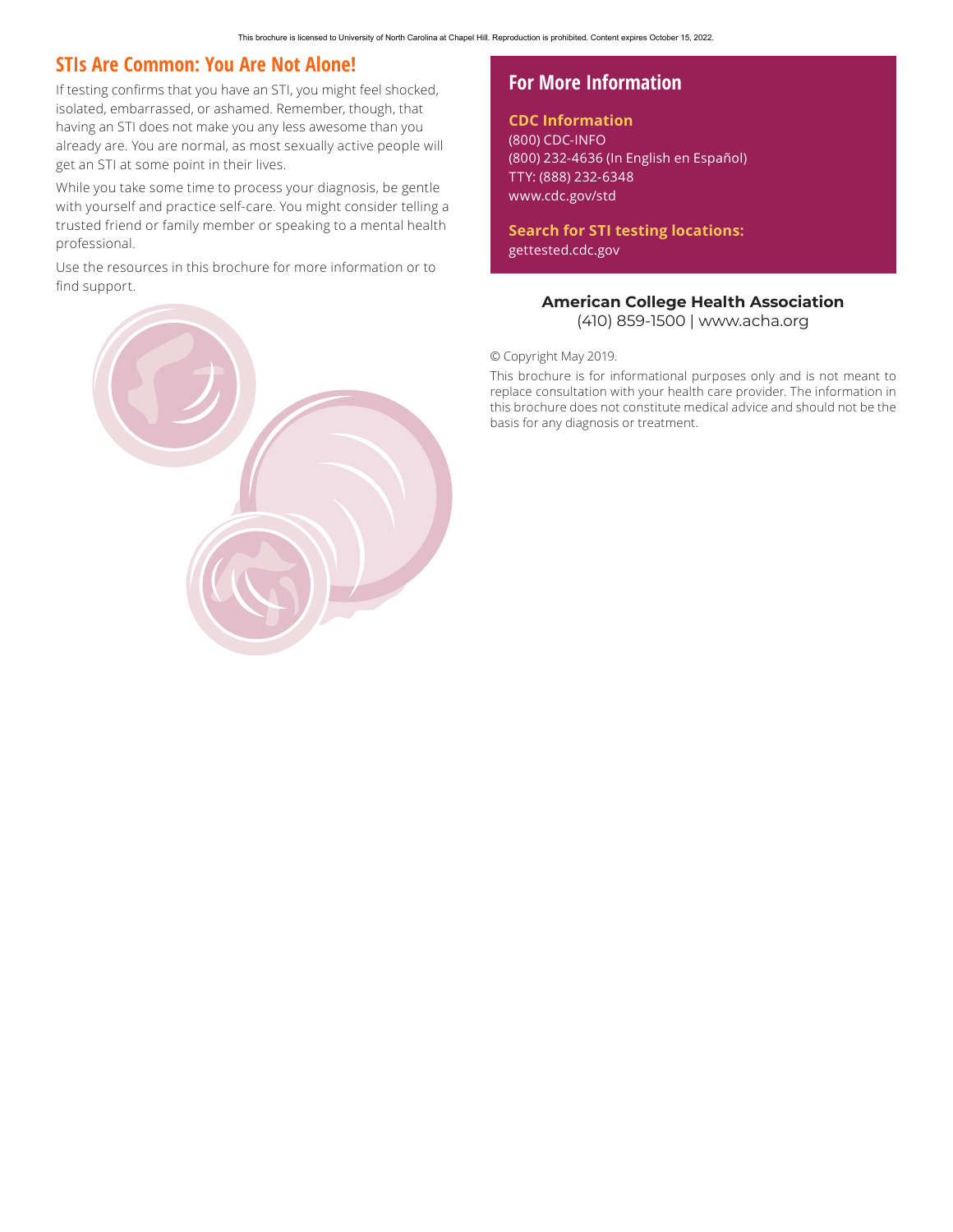## STIs Are Common: You Are Not Alone!

If testing confirms that you have an STI, you might feel shocked, isolated, embarrassed, or ashamed. Remember, though, that having an STI does not make you any less awesome than you already are. You are normal, as most sexually active people will get an STI at some point in their lives.

While you take some time to process your diagnosis, be gentle with yourself and practice self-care. You might consider telling a trusted friend or family member or speaking to a mental health professional.

Use the resources in this brochure for more information or to find support.

## For More Information

**CDC Information**
(800) CDC-INFO
(800) 232-4636 (In English en Español)
TTY: (888) 232-6348
www.cdc.gov/std

**Search for STI testing locations:**
gettested.cdc.gov

**American College Health Association**
(410) 859-1500 | www.acha.org

© Copyright May 2019.

This brochure is for informational purposes only and is not meant to replace consultation with your health care provider. The information in this brochure does not constitute medical advice and should not be the basis for any diagnosis or treatment.